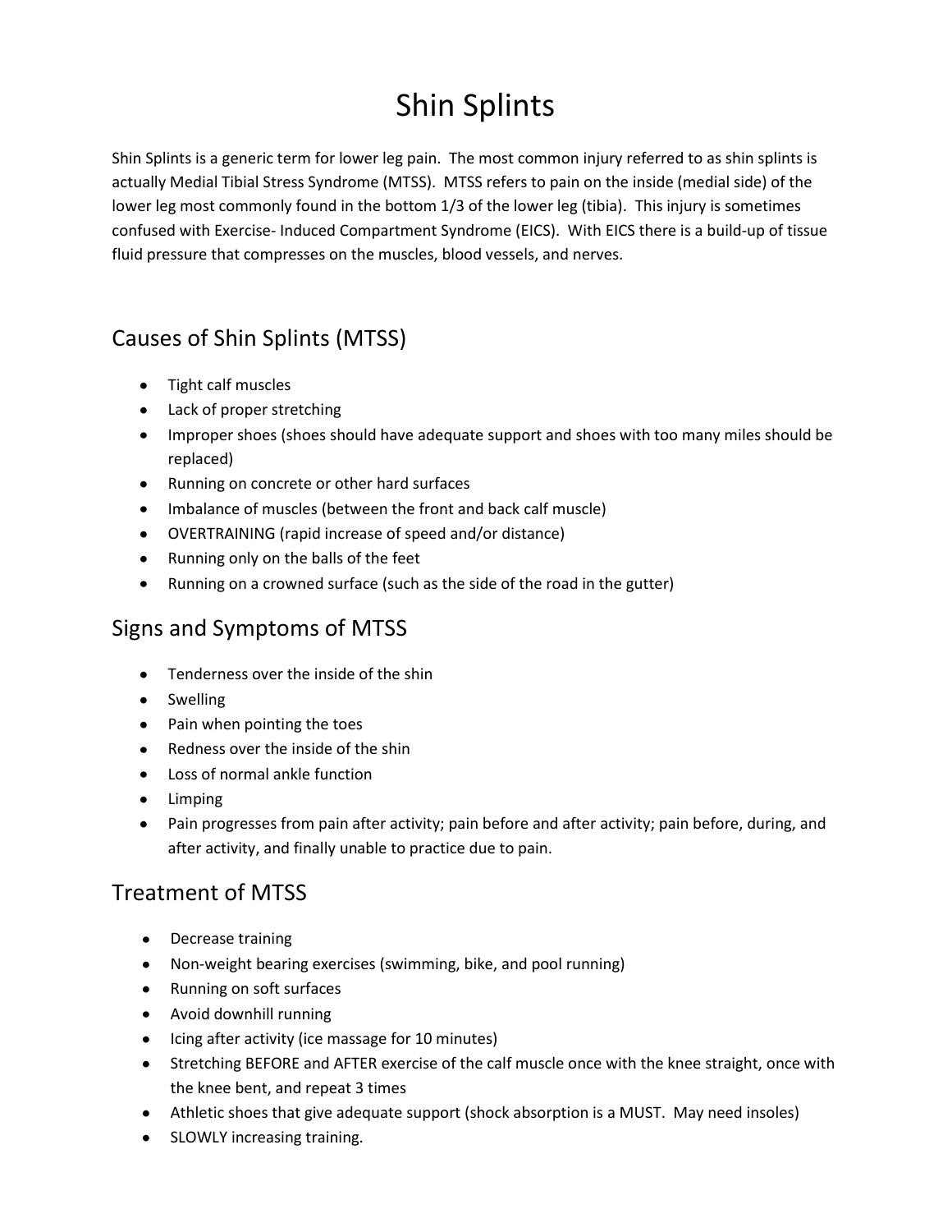# Shin Splints

Shin Splints is a generic term for lower leg pain. The most common injury referred to as shin splints is actually Medial Tibial Stress Syndrome (MTSS). MTSS refers to pain on the inside (medial side) of the lower leg most commonly found in the bottom 1/3 of the lower leg (tibia). This injury is sometimes confused with Exercise- Induced Compartment Syndrome (EICS). With EICS there is a build-up of tissue fluid pressure that compresses on the muscles, blood vessels, and nerves.

## Causes of Shin Splints (MTSS)

- Tight calf muscles
- Lack of proper stretching
- Improper shoes (shoes should have adequate support and shoes with too many miles should be replaced)
- Running on concrete or other hard surfaces
- Imbalance of muscles (between the front and back calf muscle)
- OVERTRAINING (rapid increase of speed and/or distance)
- Running only on the balls of the feet
- Running on a crowned surface (such as the side of the road in the gutter)

## Signs and Symptoms of MTSS

- Tenderness over the inside of the shin
- Swelling
- Pain when pointing the toes
- Redness over the inside of the shin
- Loss of normal ankle function
- Limping
- Pain progresses from pain after activity; pain before and after activity; pain before, during, and after activity, and finally unable to practice due to pain.

## Treatment of MTSS

- Decrease training
- Non-weight bearing exercises (swimming, bike, and pool running)
- Running on soft surfaces
- Avoid downhill running
- Icing after activity (ice massage for 10 minutes)
- Stretching BEFORE and AFTER exercise of the calf muscle once with the knee straight, once with the knee bent, and repeat 3 times
- Athletic shoes that give adequate support (shock absorption is a MUST. May need insoles)
- SLOWLY increasing training.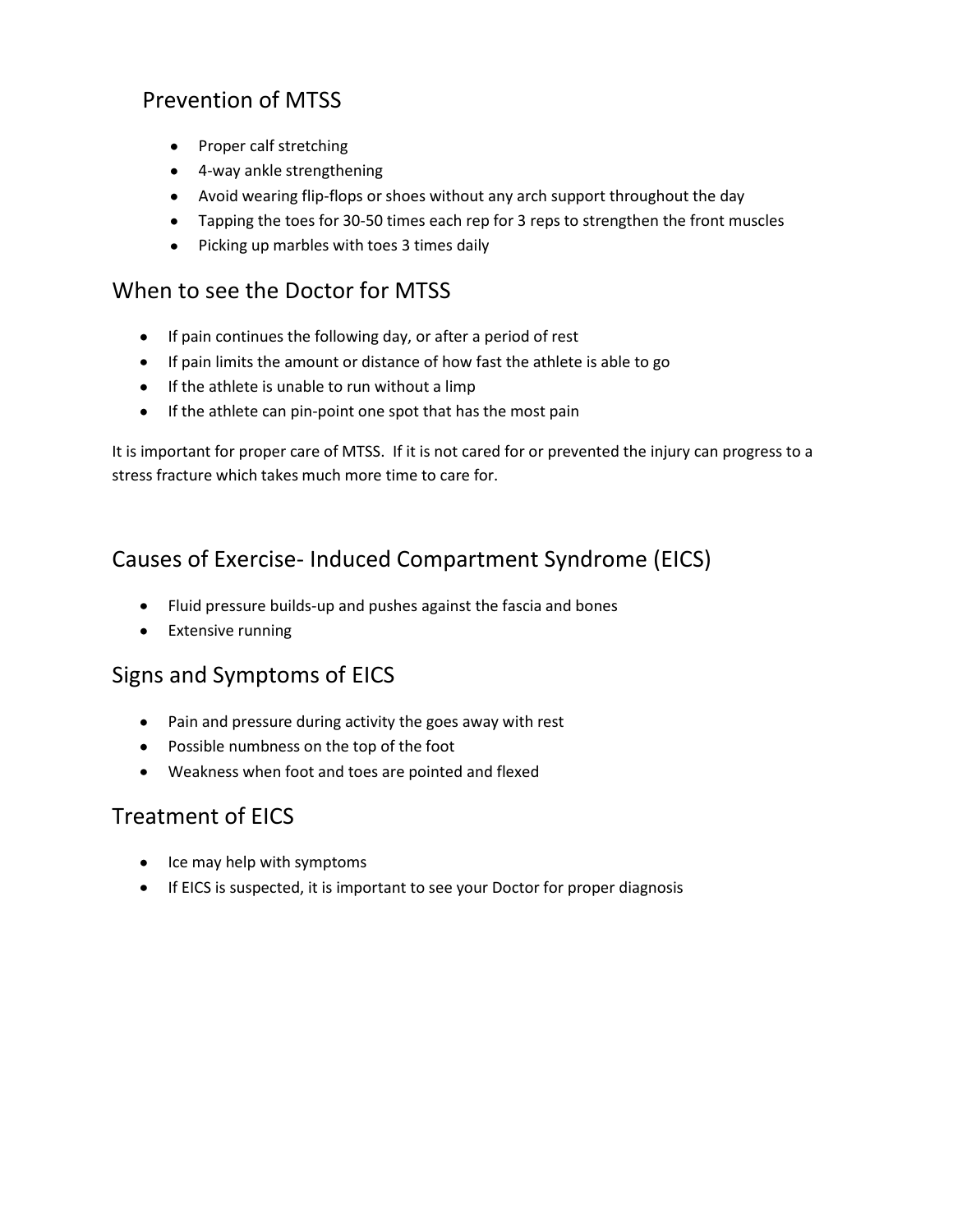## Prevention of MTSS

- Proper calf stretching
- 4-way ankle strengthening
- Avoid wearing flip-flops or shoes without any arch support throughout the day
- Tapping the toes for 30-50 times each rep for 3 reps to strengthen the front muscles
- Picking up marbles with toes 3 times daily

## When to see the Doctor for MTSS

- If pain continues the following day, or after a period of rest
- If pain limits the amount or distance of how fast the athlete is able to go
- If the athlete is unable to run without a limp
- If the athlete can pin-point one spot that has the most pain

It is important for proper care of MTSS. If it is not cared for or prevented the injury can progress to a stress fracture which takes much more time to care for.

## Causes of Exercise- Induced Compartment Syndrome (EICS)

- Fluid pressure builds-up and pushes against the fascia and bones
- Extensive running

## Signs and Symptoms of EICS

- Pain and pressure during activity the goes away with rest
- Possible numbness on the top of the foot
- Weakness when foot and toes are pointed and flexed

## Treatment of EICS

- Ice may help with symptoms
- If EICS is suspected, it is important to see your Doctor for proper diagnosis